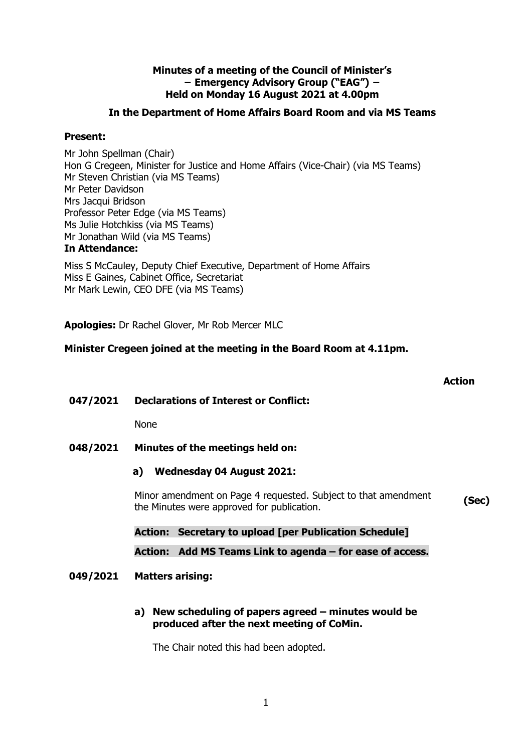**Minutes of a meeting of the Council of Minister's – Emergency Advisory Group ("EAG") – Held on Monday 16 August 2021 at 4.00pm**

**In the Department of Home Affairs Board Room and via MS Teams**

**Present:**

Mr John Spellman (Chair)
Hon G Cregeen, Minister for Justice and Home Affairs (Vice-Chair) (via MS Teams)
Mr Steven Christian (via MS Teams)
Mr Peter Davidson
Mrs Jacqui Bridson
Professor Peter Edge (via MS Teams)
Ms Julie Hotchkiss (via MS Teams)
Mr Jonathan Wild (via MS Teams)

**In Attendance:**

Miss S McCauley, Deputy Chief Executive, Department of Home Affairs
Miss E Gaines, Cabinet Office, Secretariat
Mr Mark Lewin, CEO DFE (via MS Teams)

**Apologies:** Dr Rachel Glover, Mr Rob Mercer MLC

**Minister Cregeen joined at the meeting in the Board Room at 4.11pm.**

**Action**

**047/2021 Declarations of Interest or Conflict:**

None

**048/2021 Minutes of the meetings held on:**

**a) Wednesday 04 August 2021:**

Minor amendment on Page 4 requested. Subject to that amendment the Minutes were approved for publication. **(Sec)**

**Action: Secretary to upload [per Publication Schedule]**

**Action: Add MS Teams Link to agenda – for ease of access.**

**049/2021 Matters arising:**

**a) New scheduling of papers agreed – minutes would be produced after the next meeting of CoMin.**

The Chair noted this had been adopted.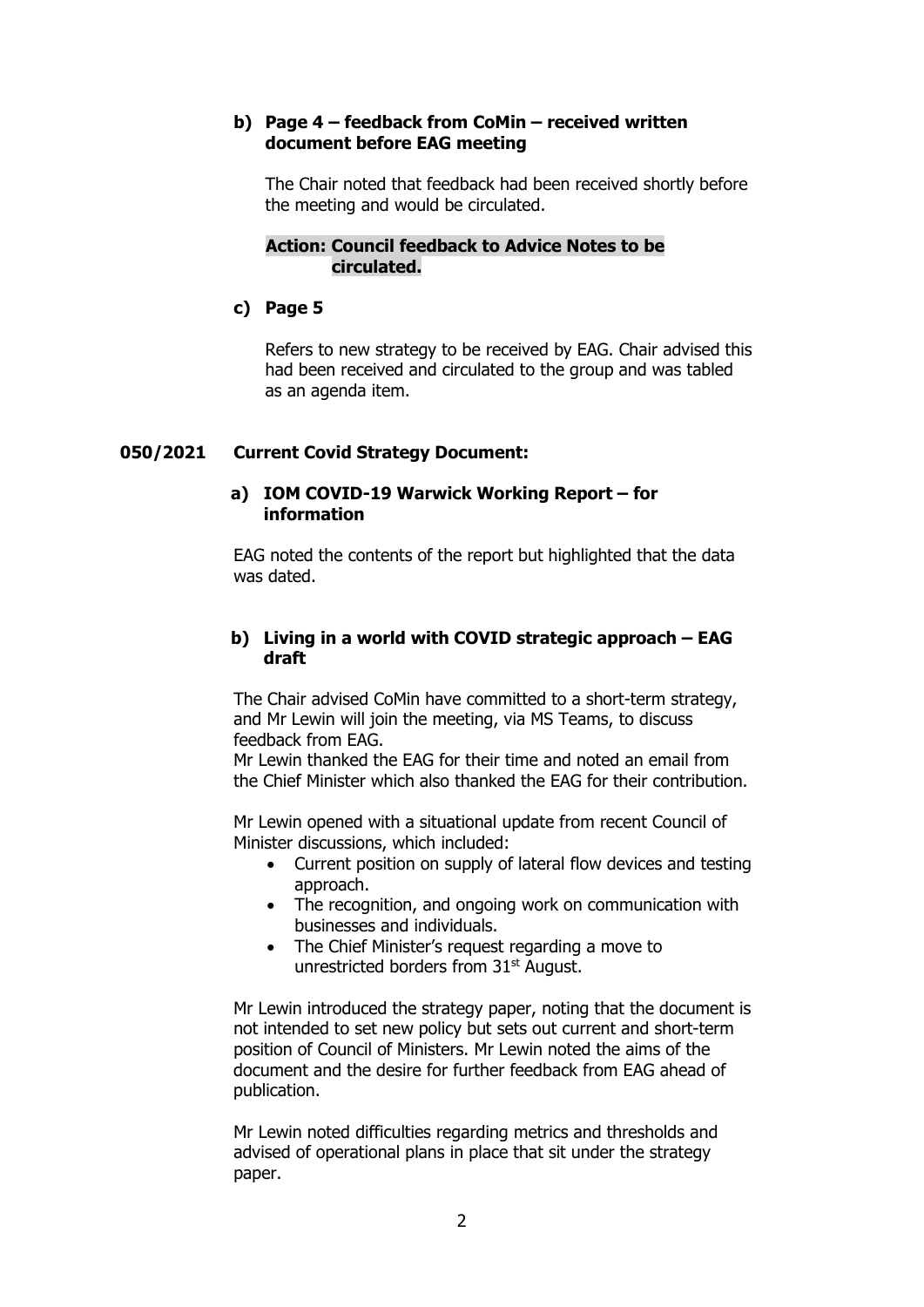**b) Page 4 – feedback from CoMin – received written document before EAG meeting**

The Chair noted that feedback had been received shortly before the meeting and would be circulated.

**Action: Council feedback to Advice Notes to be circulated.**

**c) Page 5**

Refers to new strategy to be received by EAG. Chair advised this had been received and circulated to the group and was tabled as an agenda item.

**050/2021 Current Covid Strategy Document:**

**a) IOM COVID-19 Warwick Working Report – for information**

EAG noted the contents of the report but highlighted that the data was dated.

**b) Living in a world with COVID strategic approach – EAG draft**

The Chair advised CoMin have committed to a short-term strategy, and Mr Lewin will join the meeting, via MS Teams, to discuss feedback from EAG.
Mr Lewin thanked the EAG for their time and noted an email from the Chief Minister which also thanked the EAG for their contribution.

Mr Lewin opened with a situational update from recent Council of Minister discussions, which included:

- Current position on supply of lateral flow devices and testing approach.
- The recognition, and ongoing work on communication with businesses and individuals.
- The Chief Minister's request regarding a move to unrestricted borders from 31st August.

Mr Lewin introduced the strategy paper, noting that the document is not intended to set new policy but sets out current and short-term position of Council of Ministers. Mr Lewin noted the aims of the document and the desire for further feedback from EAG ahead of publication.

Mr Lewin noted difficulties regarding metrics and thresholds and advised of operational plans in place that sit under the strategy paper.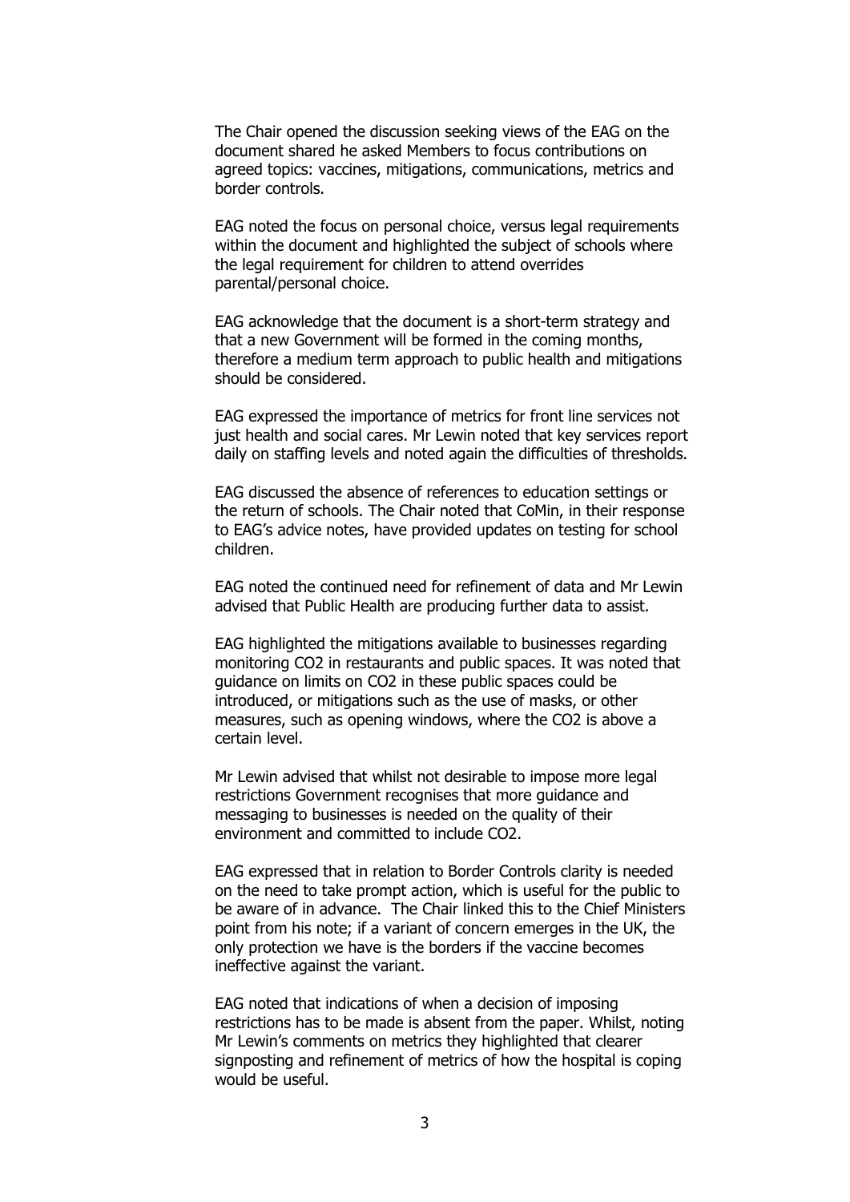The Chair opened the discussion seeking views of the EAG on the document shared he asked Members to focus contributions on agreed topics: vaccines, mitigations, communications, metrics and border controls.

EAG noted the focus on personal choice, versus legal requirements within the document and highlighted the subject of schools where the legal requirement for children to attend overrides parental/personal choice.

EAG acknowledge that the document is a short-term strategy and that a new Government will be formed in the coming months, therefore a medium term approach to public health and mitigations should be considered.

EAG expressed the importance of metrics for front line services not just health and social cares. Mr Lewin noted that key services report daily on staffing levels and noted again the difficulties of thresholds.

EAG discussed the absence of references to education settings or the return of schools. The Chair noted that CoMin, in their response to EAG's advice notes, have provided updates on testing for school children.

EAG noted the continued need for refinement of data and Mr Lewin advised that Public Health are producing further data to assist.

EAG highlighted the mitigations available to businesses regarding monitoring $CO_2$ in restaurants and public spaces. It was noted that guidance on limits on $CO_2$ in these public spaces could be introduced, or mitigations such as the use of masks, or other measures, such as opening windows, where the $CO_2$ is above a certain level.

Mr Lewin advised that whilst not desirable to impose more legal restrictions Government recognises that more guidance and messaging to businesses is needed on the quality of their environment and committed to include $CO_2$.

EAG expressed that in relation to Border Controls clarity is needed on the need to take prompt action, which is useful for the public to be aware of in advance. The Chair linked this to the Chief Ministers point from his note; if a variant of concern emerges in the UK, the only protection we have is the borders if the vaccine becomes ineffective against the variant.

EAG noted that indications of when a decision of imposing restrictions has to be made is absent from the paper. Whilst, noting Mr Lewin's comments on metrics they highlighted that clearer signposting and refinement of metrics of how the hospital is coping would be useful.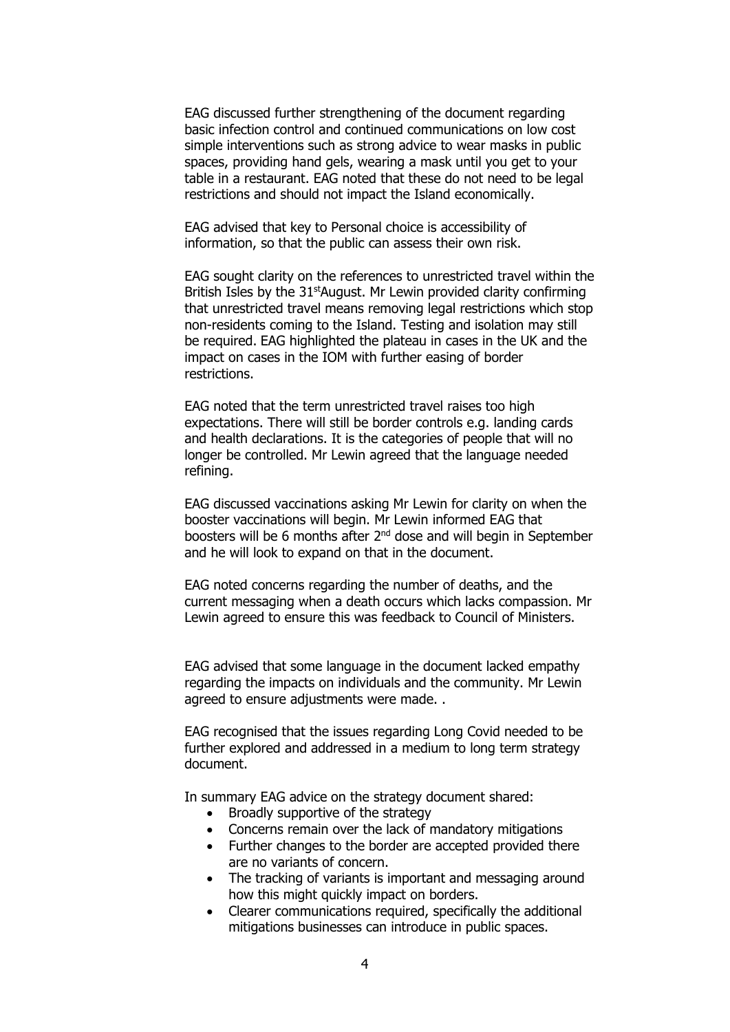EAG discussed further strengthening of the document regarding basic infection control and continued communications on low cost simple interventions such as strong advice to wear masks in public spaces, providing hand gels, wearing a mask until you get to your table in a restaurant. EAG noted that these do not need to be legal restrictions and should not impact the Island economically.

EAG advised that key to Personal choice is accessibility of information, so that the public can assess their own risk.

EAG sought clarity on the references to unrestricted travel within the British Isles by the 31stAugust. Mr Lewin provided clarity confirming that unrestricted travel means removing legal restrictions which stop non-residents coming to the Island. Testing and isolation may still be required. EAG highlighted the plateau in cases in the UK and the impact on cases in the IOM with further easing of border restrictions.

EAG noted that the term unrestricted travel raises too high expectations. There will still be border controls e.g. landing cards and health declarations. It is the categories of people that will no longer be controlled. Mr Lewin agreed that the language needed refining.

EAG discussed vaccinations asking Mr Lewin for clarity on when the booster vaccinations will begin. Mr Lewin informed EAG that boosters will be 6 months after 2nd dose and will begin in September and he will look to expand on that in the document.

EAG noted concerns regarding the number of deaths, and the current messaging when a death occurs which lacks compassion. Mr Lewin agreed to ensure this was feedback to Council of Ministers.

EAG advised that some language in the document lacked empathy regarding the impacts on individuals and the community. Mr Lewin agreed to ensure adjustments were made. .

EAG recognised that the issues regarding Long Covid needed to be further explored and addressed in a medium to long term strategy document.

In summary EAG advice on the strategy document shared:

- Broadly supportive of the strategy
- Concerns remain over the lack of mandatory mitigations
- Further changes to the border are accepted provided there are no variants of concern.
- The tracking of variants is important and messaging around how this might quickly impact on borders.
- Clearer communications required, specifically the additional mitigations businesses can introduce in public spaces.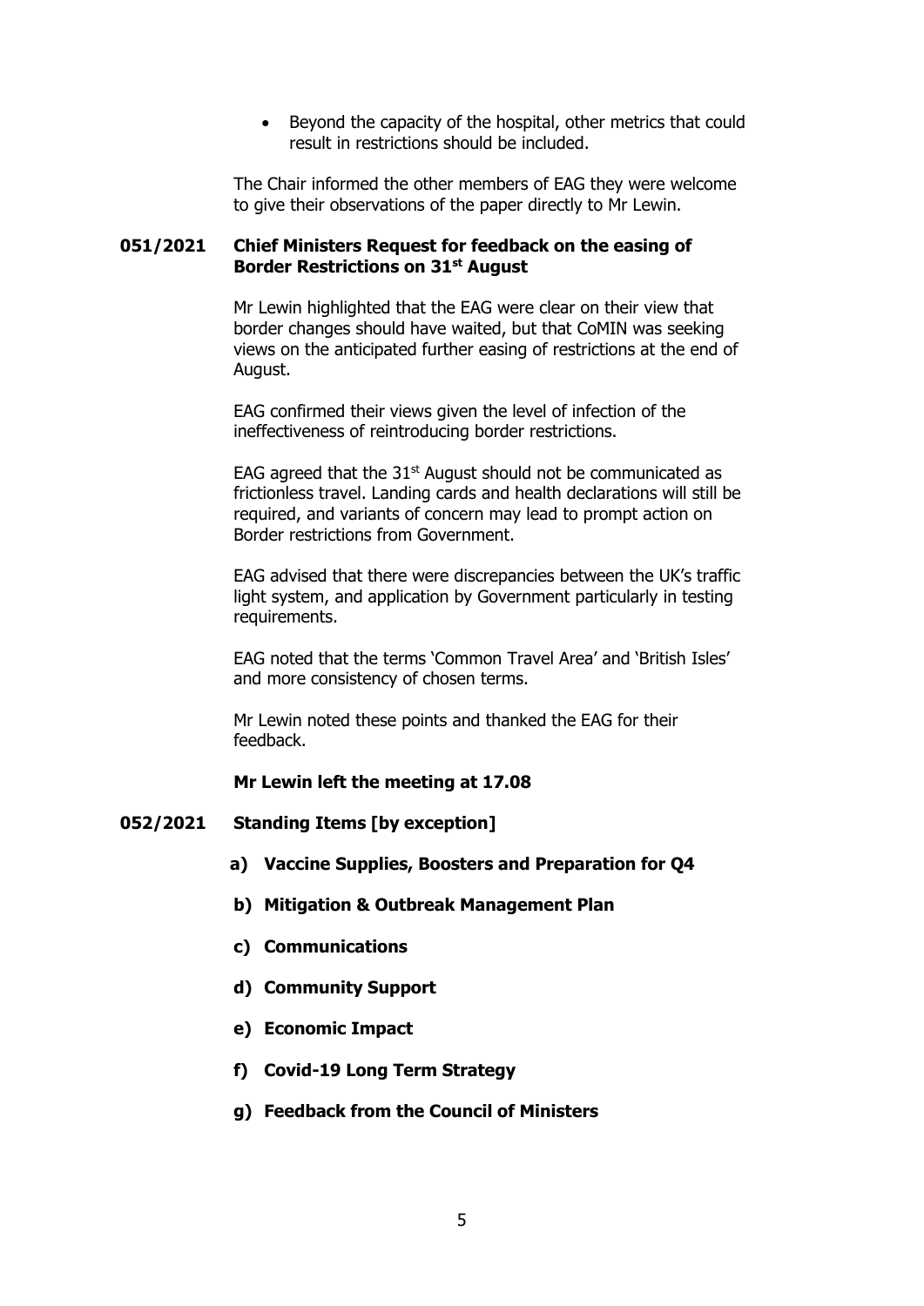- Beyond the capacity of the hospital, other metrics that could result in restrictions should be included.

The Chair informed the other members of EAG they were welcome to give their observations of the paper directly to Mr Lewin.

**051/2021 Chief Ministers Request for feedback on the easing of Border Restrictions on 31st August**

Mr Lewin highlighted that the EAG were clear on their view that border changes should have waited, but that CoMIN was seeking views on the anticipated further easing of restrictions at the end of August.

EAG confirmed their views given the level of infection of the ineffectiveness of reintroducing border restrictions.

EAG agreed that the 31st August should not be communicated as frictionless travel. Landing cards and health declarations will still be required, and variants of concern may lead to prompt action on Border restrictions from Government.

EAG advised that there were discrepancies between the UK's traffic light system, and application by Government particularly in testing requirements.

EAG noted that the terms 'Common Travel Area' and 'British Isles' and more consistency of chosen terms.

Mr Lewin noted these points and thanked the EAG for their feedback.

**Mr Lewin left the meeting at 17.08**

**052/2021 Standing Items [by exception]**

**a) Vaccine Supplies, Boosters and Preparation for Q4**

**b) Mitigation & Outbreak Management Plan**

**c) Communications**

**d) Community Support**

**e) Economic Impact**

**f) Covid-19 Long Term Strategy**

**g) Feedback from the Council of Ministers**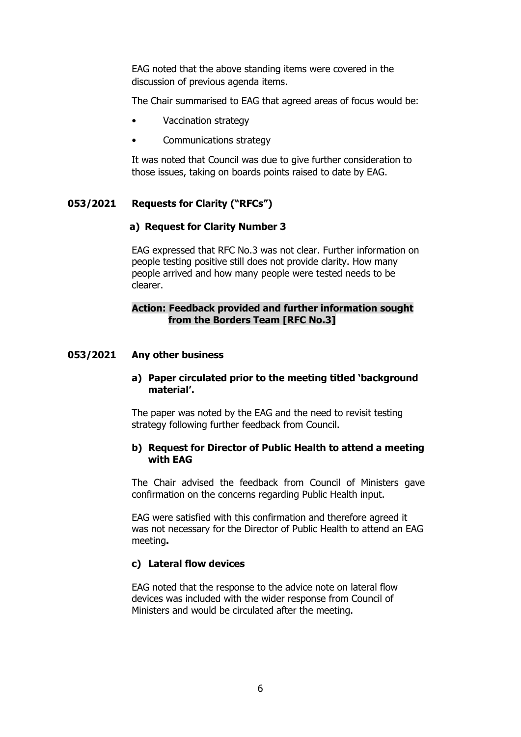EAG noted that the above standing items were covered in the discussion of previous agenda items.

The Chair summarised to EAG that agreed areas of focus would be:

- Vaccination strategy
- Communications strategy

It was noted that Council was due to give further consideration to those issues, taking on boards points raised to date by EAG.

## 053/2021 Requests for Clarity ("RFCs")

### a) Request for Clarity Number 3

EAG expressed that RFC No.3 was not clear. Further information on people testing positive still does not provide clarity. How many people arrived and how many people were tested needs to be clearer.

**Action: Feedback provided and further information sought from the Borders Team [RFC No.3]**

## 053/2021 Any other business

### a) Paper circulated prior to the meeting titled 'background material'.

The paper was noted by the EAG and the need to revisit testing strategy following further feedback from Council.

### b) Request for Director of Public Health to attend a meeting with EAG

The Chair advised the feedback from Council of Ministers gave confirmation on the concerns regarding Public Health input.

EAG were satisfied with this confirmation and therefore agreed it was not necessary for the Director of Public Health to attend an EAG meeting**.**

### c) Lateral flow devices

EAG noted that the response to the advice note on lateral flow devices was included with the wider response from Council of Ministers and would be circulated after the meeting.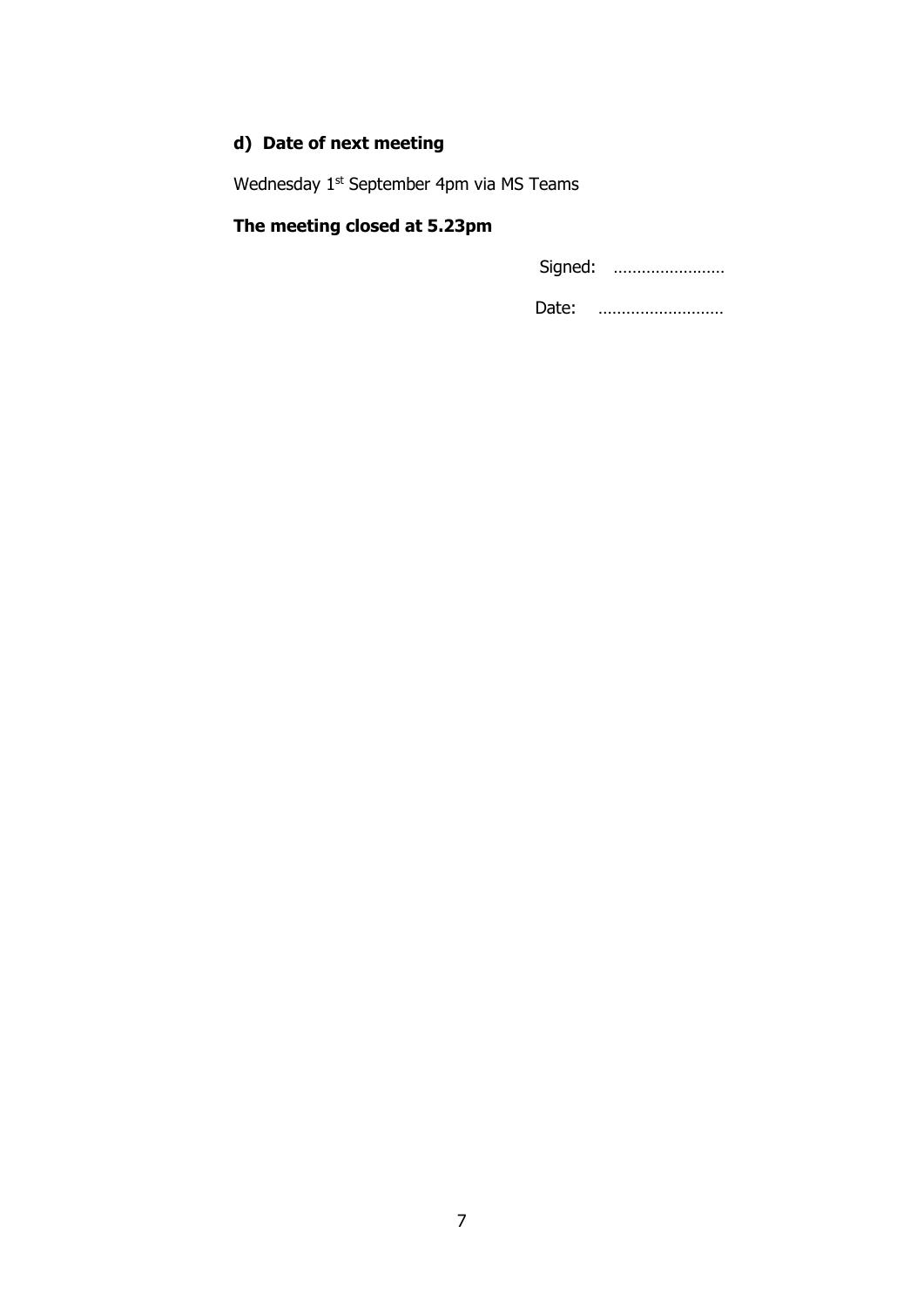**d) Date of next meeting**

Wednesday 1st September 4pm via MS Teams

**The meeting closed at 5.23pm**

Signed: ……………………

Date: ………………………